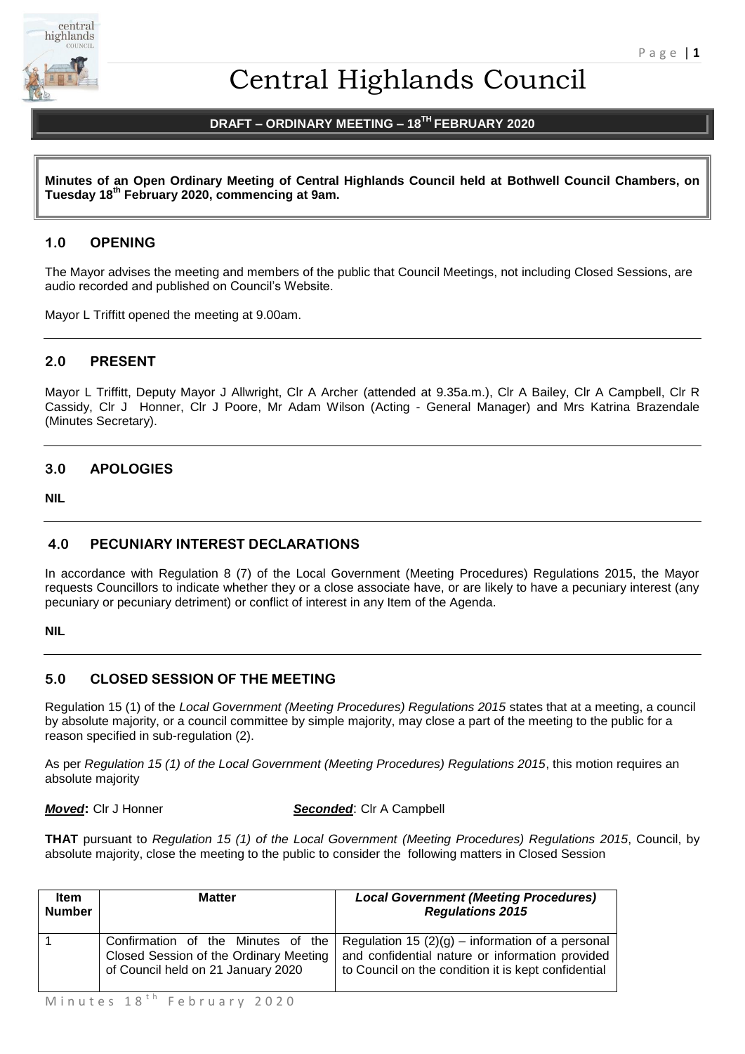# Central Highlands Council

## DRAFT – ORDINARY MEETING – 18TH FEBRUARY 2020

**Minutes of an Open Ordinary Meeting of Central Highlands Council held at Bothwell Council Chambers, on Tuesday 18th February 2020, commencing at 9am.**

## 1.0 OPENING

The Mayor advises the meeting and members of the public that Council Meetings, not including Closed Sessions, are audio recorded and published on Council's Website.

Mayor L Triffitt opened the meeting at 9.00am.

## 2.0 PRESENT

Mayor L Triffitt, Deputy Mayor J Allwright, Clr A Archer (attended at 9.35a.m.), Clr A Bailey, Clr A Campbell, Clr R Cassidy, Clr J Honner, Clr J Poore, Mr Adam Wilson (Acting - General Manager) and Mrs Katrina Brazendale (Minutes Secretary).

## 3.0 APOLOGIES

**NIL**

## 4.0 PECUNIARY INTEREST DECLARATIONS

In accordance with Regulation 8 (7) of the Local Government (Meeting Procedures) Regulations 2015, the Mayor requests Councillors to indicate whether they or a close associate have, or are likely to have a pecuniary interest (any pecuniary or pecuniary detriment) or conflict of interest in any Item of the Agenda.

**NIL**

## 5.0 CLOSED SESSION OF THE MEETING

Regulation 15 (1) of the *Local Government (Meeting Procedures) Regulations 2015* states that at a meeting, a council by absolute majority, or a council committee by simple majority, may close a part of the meeting to the public for a reason specified in sub-regulation (2).

As per *Regulation 15 (1) of the Local Government (Meeting Procedures) Regulations 2015*, this motion requires an absolute majority

***Moved*:** Clr J Honner ***Seconded***: Clr A Campbell

**THAT** pursuant to *Regulation 15 (1) of the Local Government (Meeting Procedures) Regulations 2015*, Council, by absolute majority, close the meeting to the public to consider the following matters in Closed Session

| Item Number | Matter | *Local Government (Meeting Procedures) Regulations 2015* |
|---|---|---|
| 1 | Confirmation of the Minutes of the Closed Session of the Ordinary Meeting of Council held on 21 January 2020 | Regulation 15 (2)(g) – information of a personal and confidential nature or information provided to Council on the condition it is kept confidential |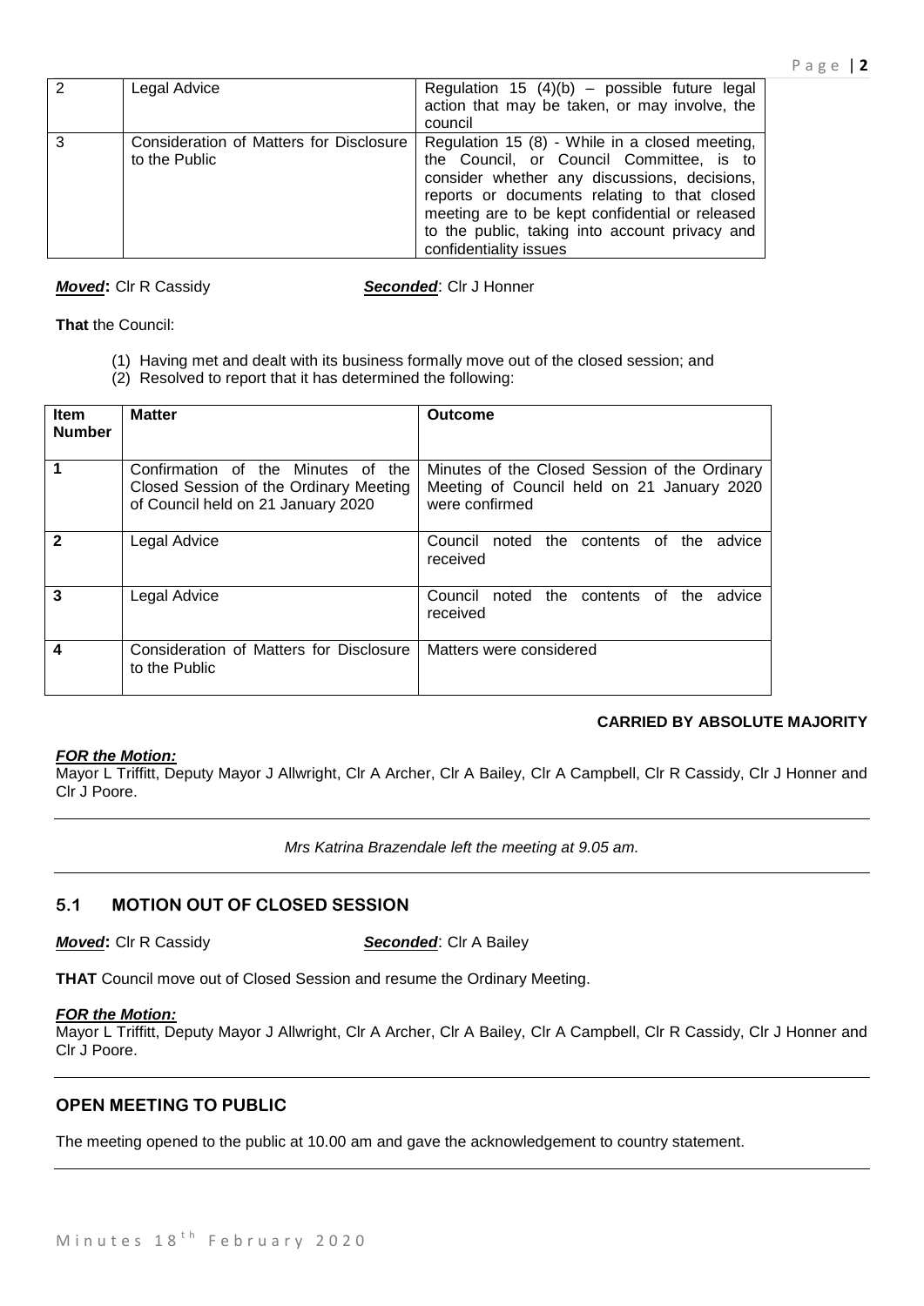| 2 | Legal Advice | Regulation 15 (4)(b) – possible future legal action that may be taken, or may involve, the council |
|---|---|---|
| 3 | Consideration of Matters for Disclosure to the Public | Regulation 15 (8) - While in a closed meeting, the Council, or Council Committee, is to consider whether any discussions, decisions, reports or documents relating to that closed meeting are to be kept confidential or released to the public, taking into account privacy and confidentiality issues |

***Moved*:** Clr R Cassidy ***Seconded***: Clr J Honner

**That** the Council:

(1) Having met and dealt with its business formally move out of the closed session; and
(2) Resolved to report that it has determined the following:

| Item Number | Matter | Outcome |
|---|---|---|
| 1 | Confirmation of the Minutes of the Closed Session of the Ordinary Meeting of Council held on 21 January 2020 | Minutes of the Closed Session of the Ordinary Meeting of Council held on 21 January 2020 were confirmed |
| 2 | Legal Advice | Council noted the contents of the advice received |
| 3 | Legal Advice | Council noted the contents of the advice received |
| 4 | Consideration of Matters for Disclosure to the Public | Matters were considered |

**CARRIED BY ABSOLUTE MAJORITY**

***FOR the Motion:***
Mayor L Triffitt, Deputy Mayor J Allwright, Clr A Archer, Clr A Bailey, Clr A Campbell, Clr R Cassidy, Clr J Honner and Clr J Poore.

---

*Mrs Katrina Brazendale left the meeting at 9.05 am.*

---

## 5.1 MOTION OUT OF CLOSED SESSION

***Moved*:** Clr R Cassidy ***Seconded***: Clr A Bailey

**THAT** Council move out of Closed Session and resume the Ordinary Meeting.

***FOR the Motion:***
Mayor L Triffitt, Deputy Mayor J Allwright, Clr A Archer, Clr A Bailey, Clr A Campbell, Clr R Cassidy, Clr J Honner and Clr J Poore.

---

## OPEN MEETING TO PUBLIC

The meeting opened to the public at 10.00 am and gave the acknowledgement to country statement.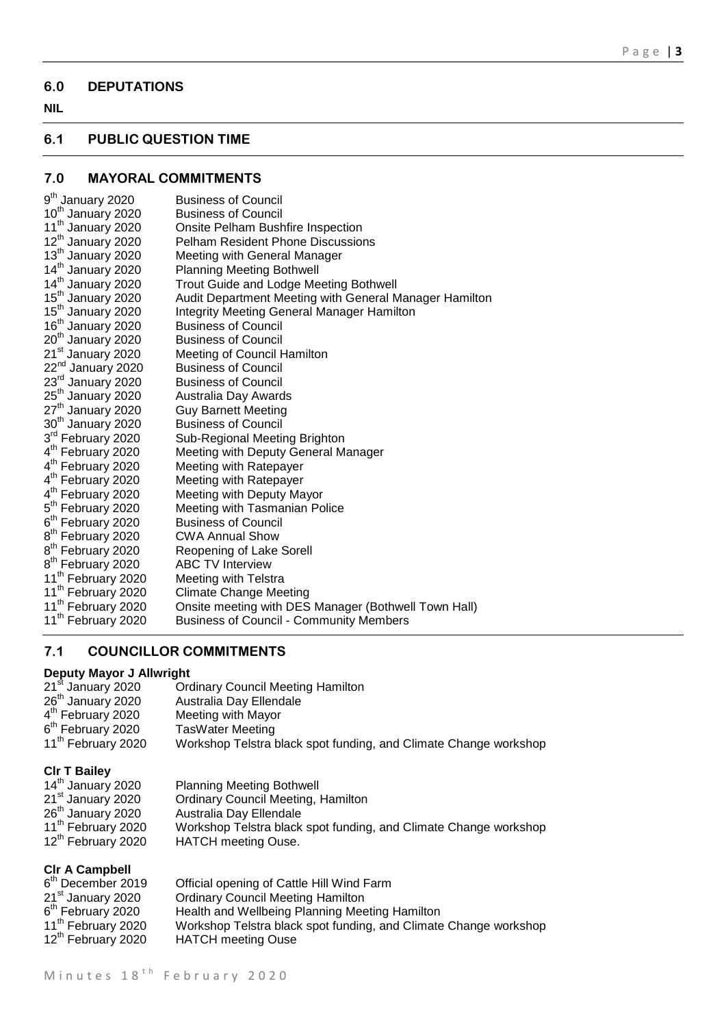## 6.0 DEPUTATIONS

**NIL**

## 6.1 PUBLIC QUESTION TIME

## 7.0 MAYORAL COMMITMENTS

| | |
|---|---|
| 9th January 2020 | Business of Council |
| 10th January 2020 | Business of Council |
| 11th January 2020 | Onsite Pelham Bushfire Inspection |
| 12th January 2020 | Pelham Resident Phone Discussions |
| 13th January 2020 | Meeting with General Manager |
| 14th January 2020 | Planning Meeting Bothwell |
| 14th January 2020 | Trout Guide and Lodge Meeting Bothwell |
| 15th January 2020 | Audit Department Meeting with General Manager Hamilton |
| 15th January 2020 | Integrity Meeting General Manager Hamilton |
| 16th January 2020 | Business of Council |
| 20th January 2020 | Business of Council |
| 21st January 2020 | Meeting of Council Hamilton |
| 22nd January 2020 | Business of Council |
| 23rd January 2020 | Business of Council |
| 25th January 2020 | Australia Day Awards |
| 27th January 2020 | Guy Barnett Meeting |
| 30th January 2020 | Business of Council |
| 3rd February 2020 | Sub-Regional Meeting Brighton |
| 4th February 2020 | Meeting with Deputy General Manager |
| 4th February 2020 | Meeting with Ratepayer |
| 4th February 2020 | Meeting with Ratepayer |
| 4th February 2020 | Meeting with Deputy Mayor |
| 5th February 2020 | Meeting with Tasmanian Police |
| 6th February 2020 | Business of Council |
| 8th February 2020 | CWA Annual Show |
| 8th February 2020 | Reopening of Lake Sorell |
| 8th February 2020 | ABC TV Interview |
| 11th February 2020 | Meeting with Telstra |
| 11th February 2020 | Climate Change Meeting |
| 11th February 2020 | Onsite meeting with DES Manager (Bothwell Town Hall) |
| 11th February 2020 | Business of Council - Community Members |

## 7.1 COUNCILLOR COMMITMENTS

**Deputy Mayor J Allwright**

| | |
|---|---|
| 21st January 2020 | Ordinary Council Meeting Hamilton |
| 26th January 2020 | Australia Day Ellendale |
| 4th February 2020 | Meeting with Mayor |
| 6th February 2020 | TasWater Meeting |
| 11th February 2020 | Workshop Telstra black spot funding, and Climate Change workshop |

**Clr T Bailey**

| | |
|---|---|
| 14th January 2020 | Planning Meeting Bothwell |
| 21st January 2020 | Ordinary Council Meeting, Hamilton |
| 26th January 2020 | Australia Day Ellendale |
| 11th February 2020 | Workshop Telstra black spot funding, and Climate Change workshop |
| 12th February 2020 | HATCH meeting Ouse. |

**Clr A Campbell**

| | |
|---|---|
| 6th December 2019 | Official opening of Cattle Hill Wind Farm |
| 21st January 2020 | Ordinary Council Meeting Hamilton |
| 6th February 2020 | Health and Wellbeing Planning Meeting Hamilton |
| 11th February 2020 | Workshop Telstra black spot funding, and Climate Change workshop |
| 12th February 2020 | HATCH meeting Ouse |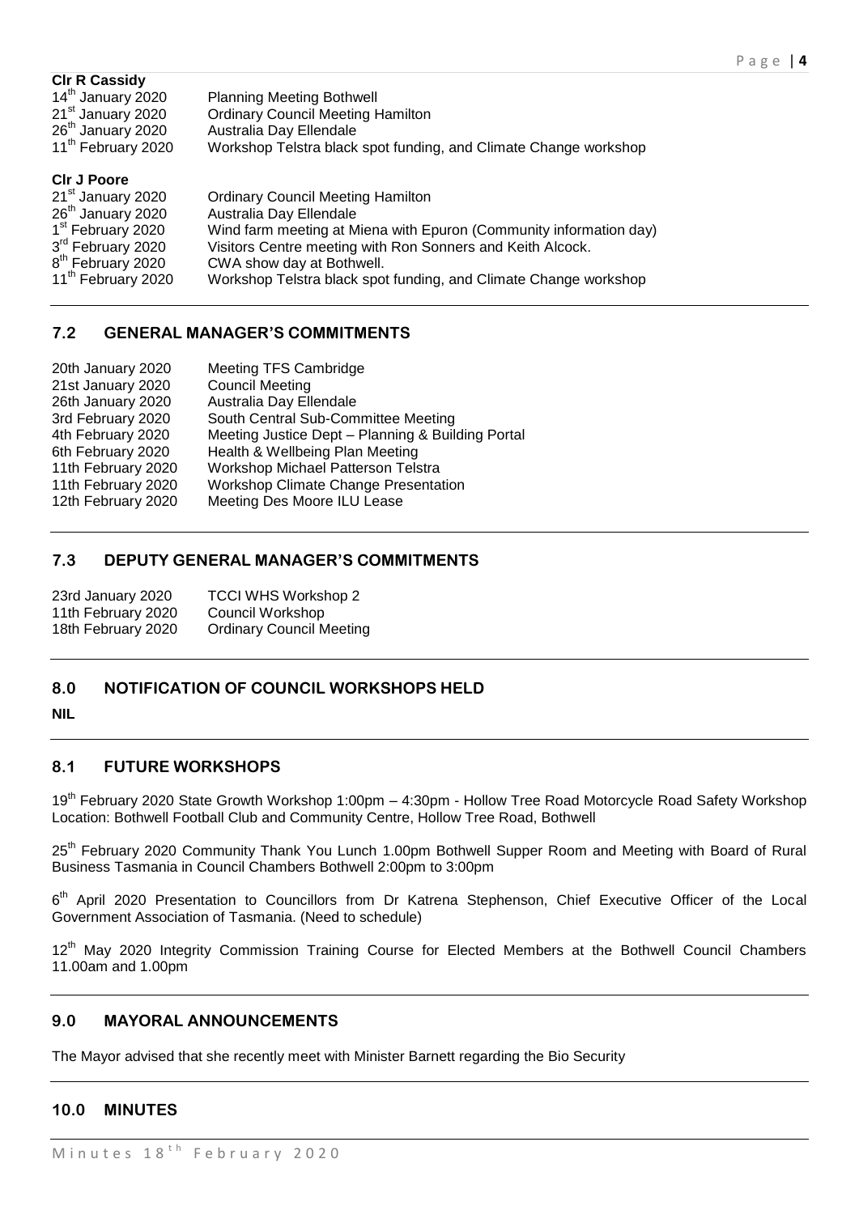**Clr R Cassidy**

| | |
|---|---|
| 14th January 2020 | Planning Meeting Bothwell |
| 21st January 2020 | Ordinary Council Meeting Hamilton |
| 26th January 2020 | Australia Day Ellendale |
| 11th February 2020 | Workshop Telstra black spot funding, and Climate Change workshop |

**Clr J Poore**

| | |
|---|---|
| 21st January 2020 | Ordinary Council Meeting Hamilton |
| 26th January 2020 | Australia Day Ellendale |
| 1st February 2020 | Wind farm meeting at Miena with Epuron (Community information day) |
| 3rd February 2020 | Visitors Centre meeting with Ron Sonners and Keith Alcock. |
| 8th February 2020 | CWA show day at Bothwell. |
| 11th February 2020 | Workshop Telstra black spot funding, and Climate Change workshop |

## 7.2 GENERAL MANAGER'S COMMITMENTS

| | |
|---|---|
| 20th January 2020 | Meeting TFS Cambridge |
| 21st January 2020 | Council Meeting |
| 26th January 2020 | Australia Day Ellendale |
| 3rd February 2020 | South Central Sub-Committee Meeting |
| 4th February 2020 | Meeting Justice Dept – Planning & Building Portal |
| 6th February 2020 | Health & Wellbeing Plan Meeting |
| 11th February 2020 | Workshop Michael Patterson Telstra |
| 11th February 2020 | Workshop Climate Change Presentation |
| 12th February 2020 | Meeting Des Moore ILU Lease |

## 7.3 DEPUTY GENERAL MANAGER'S COMMITMENTS

| | |
|---|---|
| 23rd January 2020 | TCCI WHS Workshop 2 |
| 11th February 2020 | Council Workshop |
| 18th February 2020 | Ordinary Council Meeting |

## 8.0 NOTIFICATION OF COUNCIL WORKSHOPS HELD

**NIL**

## 8.1 FUTURE WORKSHOPS

19th February 2020 State Growth Workshop 1:00pm – 4:30pm - Hollow Tree Road Motorcycle Road Safety Workshop Location: Bothwell Football Club and Community Centre, Hollow Tree Road, Bothwell

25th February 2020 Community Thank You Lunch 1.00pm Bothwell Supper Room and Meeting with Board of Rural Business Tasmania in Council Chambers Bothwell 2:00pm to 3:00pm

6th April 2020 Presentation to Councillors from Dr Katrena Stephenson, Chief Executive Officer of the Local Government Association of Tasmania. (Need to schedule)

12th May 2020 Integrity Commission Training Course for Elected Members at the Bothwell Council Chambers 11.00am and 1.00pm

## 9.0 MAYORAL ANNOUNCEMENTS

The Mayor advised that she recently meet with Minister Barnett regarding the Bio Security

## 10.0 MINUTES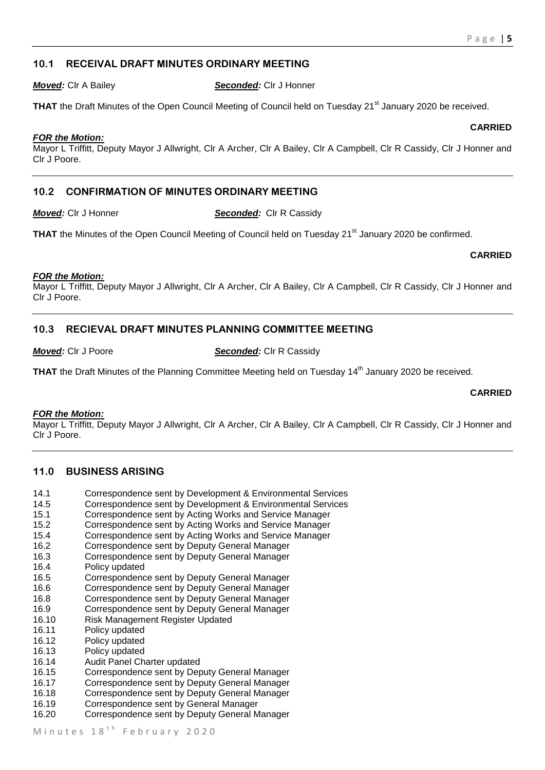## 10.1 RECEIVAL DRAFT MINUTES ORDINARY MEETING

***Moved:*** Clr A Bailey ***Seconded:*** Clr J Honner

**THAT** the Draft Minutes of the Open Council Meeting of Council held on Tuesday 21st January 2020 be received.

**CARRIED**

***FOR the Motion:***
Mayor L Triffitt, Deputy Mayor J Allwright, Clr A Archer, Clr A Bailey, Clr A Campbell, Clr R Cassidy, Clr J Honner and Clr J Poore.

---

## 10.2 CONFIRMATION OF MINUTES ORDINARY MEETING

***Moved:*** Clr J Honner ***Seconded:*** Clr R Cassidy

**THAT** the Minutes of the Open Council Meeting of Council held on Tuesday 21st January 2020 be confirmed.

**CARRIED**

***FOR the Motion:***
Mayor L Triffitt, Deputy Mayor J Allwright, Clr A Archer, Clr A Bailey, Clr A Campbell, Clr R Cassidy, Clr J Honner and Clr J Poore.

---

## 10.3 RECIEVAL DRAFT MINUTES PLANNING COMMITTEE MEETING

***Moved:*** Clr J Poore ***Seconded:*** Clr R Cassidy

**THAT** the Draft Minutes of the Planning Committee Meeting held on Tuesday 14th January 2020 be received.

**CARRIED**

***FOR the Motion:***
Mayor L Triffitt, Deputy Mayor J Allwright, Clr A Archer, Clr A Bailey, Clr A Campbell, Clr R Cassidy, Clr J Honner and Clr J Poore.

---

## 11.0 BUSINESS ARISING

| | |
|---|---|
| 14.1 | Correspondence sent by Development & Environmental Services |
| 14.5 | Correspondence sent by Development & Environmental Services |
| 15.1 | Correspondence sent by Acting Works and Service Manager |
| 15.2 | Correspondence sent by Acting Works and Service Manager |
| 15.4 | Correspondence sent by Acting Works and Service Manager |
| 16.2 | Correspondence sent by Deputy General Manager |
| 16.3 | Correspondence sent by Deputy General Manager |
| 16.4 | Policy updated |
| 16.5 | Correspondence sent by Deputy General Manager |
| 16.6 | Correspondence sent by Deputy General Manager |
| 16.8 | Correspondence sent by Deputy General Manager |
| 16.9 | Correspondence sent by Deputy General Manager |
| 16.10 | Risk Management Register Updated |
| 16.11 | Policy updated |
| 16.12 | Policy updated |
| 16.13 | Policy updated |
| 16.14 | Audit Panel Charter updated |
| 16.15 | Correspondence sent by Deputy General Manager |
| 16.17 | Correspondence sent by Deputy General Manager |
| 16.18 | Correspondence sent by Deputy General Manager |
| 16.19 | Correspondence sent by General Manager |
| 16.20 | Correspondence sent by Deputy General Manager |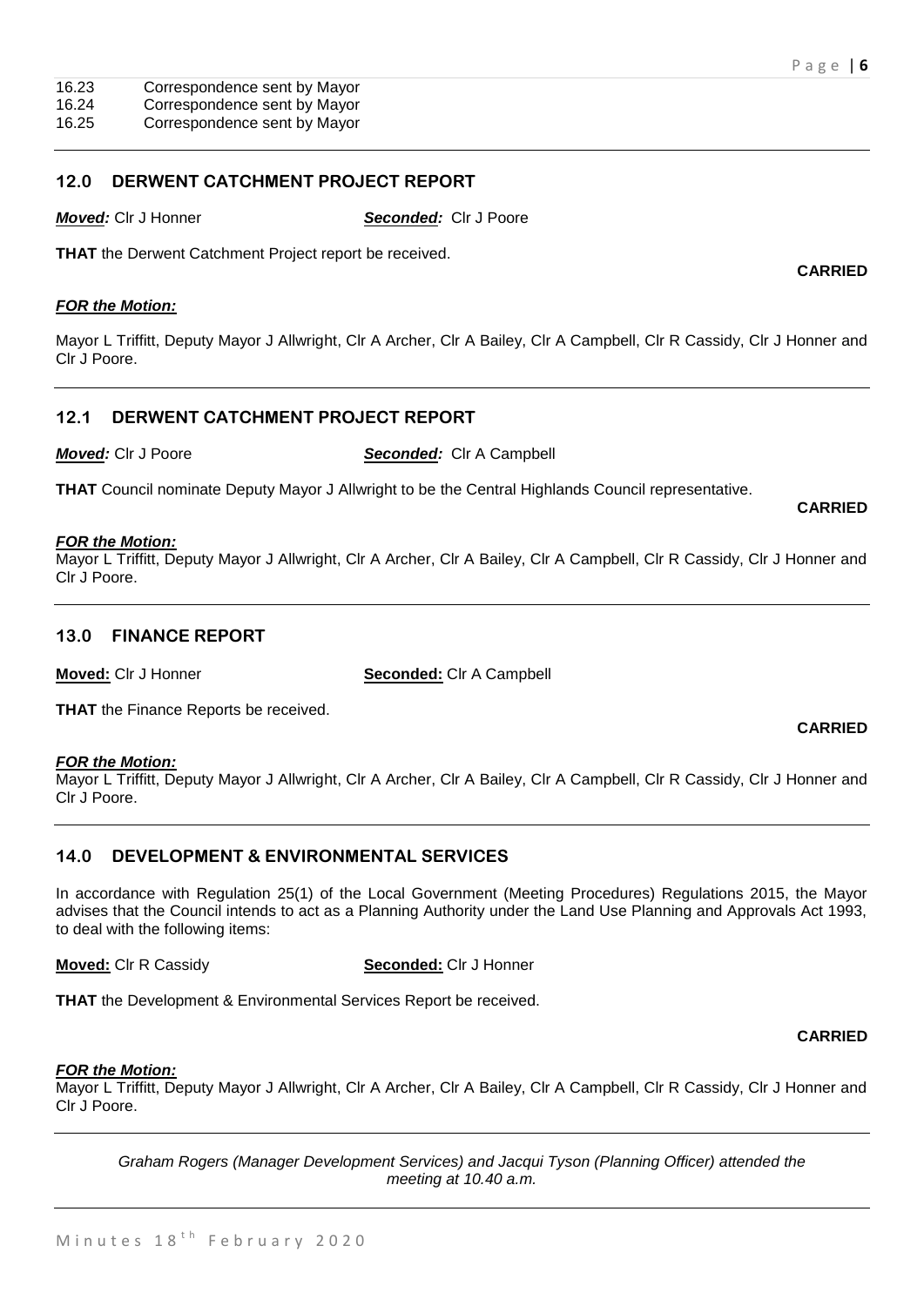16.23 Correspondence sent by Mayor
16.24 Correspondence sent by Mayor
16.25 Correspondence sent by Mayor

## 12.0 DERWENT CATCHMENT PROJECT REPORT

***Moved:*** Clr J Honner ***Seconded:*** Clr J Poore

**THAT** the Derwent Catchment Project report be received.

**CARRIED**

***FOR the Motion:***

Mayor L Triffitt, Deputy Mayor J Allwright, Clr A Archer, Clr A Bailey, Clr A Campbell, Clr R Cassidy, Clr J Honner and Clr J Poore.

## 12.1 DERWENT CATCHMENT PROJECT REPORT

***Moved:*** Clr J Poore ***Seconded:*** Clr A Campbell

**THAT** Council nominate Deputy Mayor J Allwright to be the Central Highlands Council representative.

**CARRIED**

***FOR the Motion:***
Mayor L Triffitt, Deputy Mayor J Allwright, Clr A Archer, Clr A Bailey, Clr A Campbell, Clr R Cassidy, Clr J Honner and Clr J Poore.

## 13.0 FINANCE REPORT

**Moved:** Clr J Honner **Seconded:** Clr A Campbell

**THAT** the Finance Reports be received.

**CARRIED**

***FOR the Motion:***
Mayor L Triffitt, Deputy Mayor J Allwright, Clr A Archer, Clr A Bailey, Clr A Campbell, Clr R Cassidy, Clr J Honner and Clr J Poore.

## 14.0 DEVELOPMENT & ENVIRONMENTAL SERVICES

In accordance with Regulation 25(1) of the Local Government (Meeting Procedures) Regulations 2015, the Mayor advises that the Council intends to act as a Planning Authority under the Land Use Planning and Approvals Act 1993, to deal with the following items:

**Moved:** Clr R Cassidy **Seconded:** Clr J Honner

**THAT** the Development & Environmental Services Report be received.

**CARRIED**

***FOR the Motion:***
Mayor L Triffitt, Deputy Mayor J Allwright, Clr A Archer, Clr A Bailey, Clr A Campbell, Clr R Cassidy, Clr J Honner and Clr J Poore.

*Graham Rogers (Manager Development Services) and Jacqui Tyson (Planning Officer) attended the meeting at 10.40 a.m.*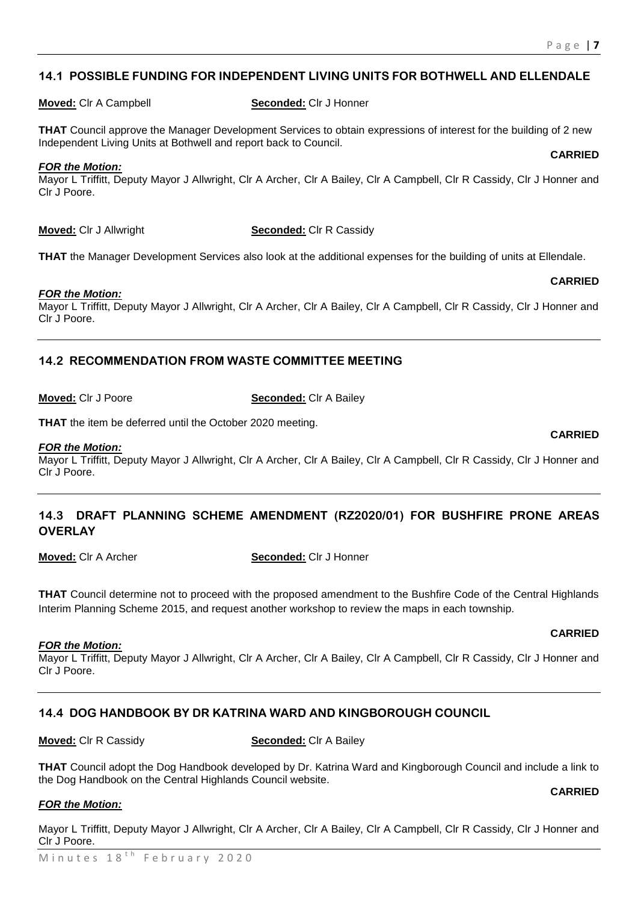## 14.1 POSSIBLE FUNDING FOR INDEPENDENT LIVING UNITS FOR BOTHWELL AND ELLENDALE

**Moved:** Clr A Campbell **Seconded:** Clr J Honner

**THAT** Council approve the Manager Development Services to obtain expressions of interest for the building of 2 new Independent Living Units at Bothwell and report back to Council.

**CARRIED**

***FOR the Motion:***

Mayor L Triffitt, Deputy Mayor J Allwright, Clr A Archer, Clr A Bailey, Clr A Campbell, Clr R Cassidy, Clr J Honner and Clr J Poore.

**Moved:** Clr J Allwright **Seconded:** Clr R Cassidy

**THAT** the Manager Development Services also look at the additional expenses for the building of units at Ellendale.

**CARRIED**

***FOR the Motion:***

Mayor L Triffitt, Deputy Mayor J Allwright, Clr A Archer, Clr A Bailey, Clr A Campbell, Clr R Cassidy, Clr J Honner and Clr J Poore.

## 14.2 RECOMMENDATION FROM WASTE COMMITTEE MEETING

**Moved:** Clr J Poore **Seconded:** Clr A Bailey

**THAT** the item be deferred until the October 2020 meeting.

**CARRIED**

***FOR the Motion:***

Mayor L Triffitt, Deputy Mayor J Allwright, Clr A Archer, Clr A Bailey, Clr A Campbell, Clr R Cassidy, Clr J Honner and Clr J Poore.

## 14.3 DRAFT PLANNING SCHEME AMENDMENT (RZ2020/01) FOR BUSHFIRE PRONE AREAS OVERLAY

**Moved:** Clr A Archer **Seconded:** Clr J Honner

**THAT** Council determine not to proceed with the proposed amendment to the Bushfire Code of the Central Highlands Interim Planning Scheme 2015, and request another workshop to review the maps in each township.

**CARRIED**

***FOR the Motion:***

Mayor L Triffitt, Deputy Mayor J Allwright, Clr A Archer, Clr A Bailey, Clr A Campbell, Clr R Cassidy, Clr J Honner and Clr J Poore.

## 14.4 DOG HANDBOOK BY DR KATRINA WARD AND KINGBOROUGH COUNCIL

**Moved:** Clr R Cassidy **Seconded:** Clr A Bailey

**THAT** Council adopt the Dog Handbook developed by Dr. Katrina Ward and Kingborough Council and include a link to the Dog Handbook on the Central Highlands Council website.

**CARRIED**

***FOR the Motion:***

Mayor L Triffitt, Deputy Mayor J Allwright, Clr A Archer, Clr A Bailey, Clr A Campbell, Clr R Cassidy, Clr J Honner and Clr J Poore.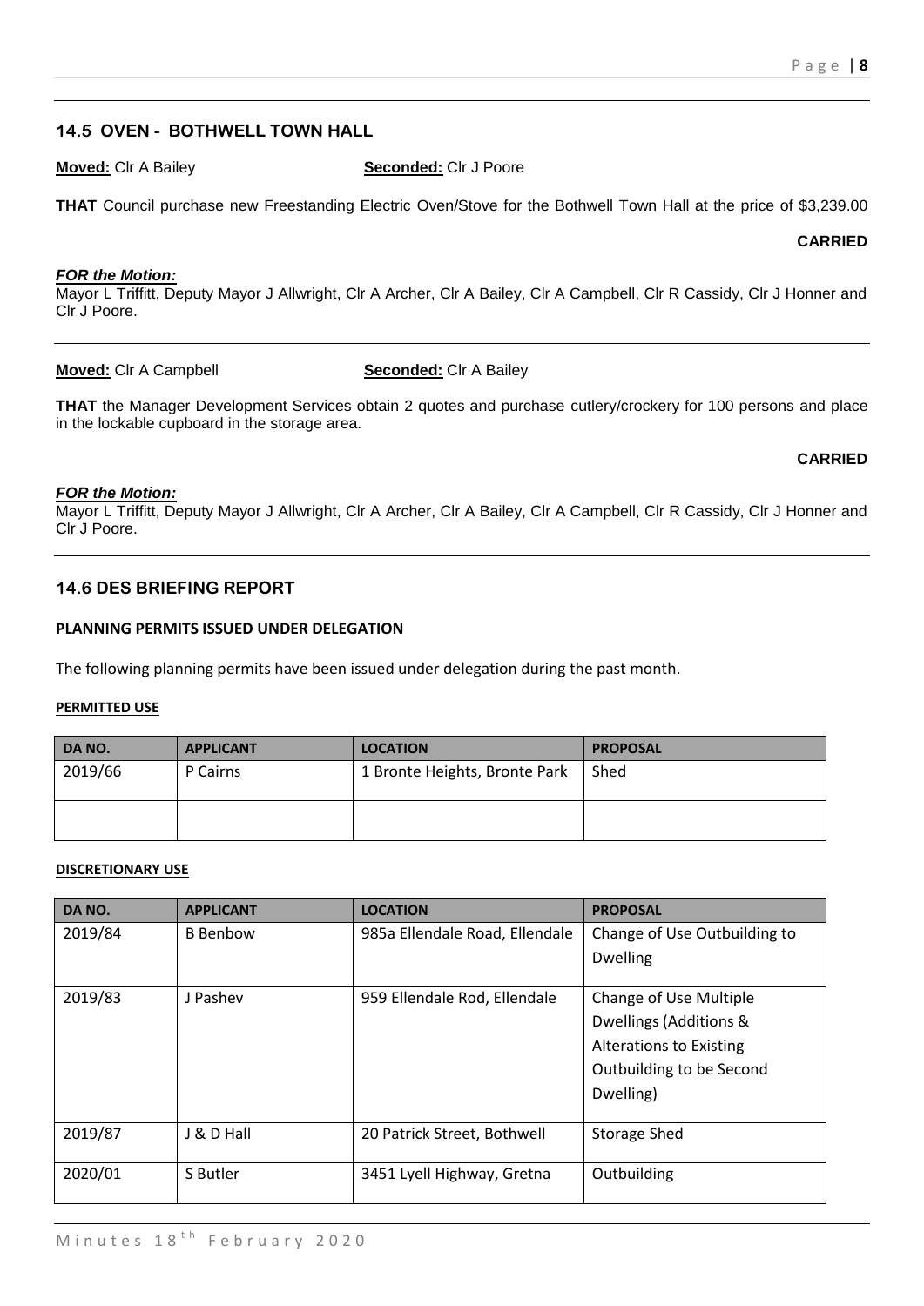## 14.5 OVEN - BOTHWELL TOWN HALL

**Moved:** Clr A Bailey **Seconded:** Clr J Poore

**THAT** Council purchase new Freestanding Electric Oven/Stove for the Bothwell Town Hall at the price of $3,239.00

**CARRIED**

***FOR the Motion:***
Mayor L Triffitt, Deputy Mayor J Allwright, Clr A Archer, Clr A Bailey, Clr A Campbell, Clr R Cassidy, Clr J Honner and Clr J Poore.

---

**Moved:** Clr A Campbell **Seconded:** Clr A Bailey

**THAT** the Manager Development Services obtain 2 quotes and purchase cutlery/crockery for 100 persons and place in the lockable cupboard in the storage area.

**CARRIED**

***FOR the Motion:***
Mayor L Triffitt, Deputy Mayor J Allwright, Clr A Archer, Clr A Bailey, Clr A Campbell, Clr R Cassidy, Clr J Honner and Clr J Poore.

---

## 14.6 DES BRIEFING REPORT

### PLANNING PERMITS ISSUED UNDER DELEGATION

The following planning permits have been issued under delegation during the past month.

**PERMITTED USE**

| DA NO. | APPLICANT | LOCATION | PROPOSAL |
|---|---|---|---|
| 2019/66 | P Cairns | 1 Bronte Heights, Bronte Park | Shed |
| | | | |

**DISCRETIONARY USE**

| DA NO. | APPLICANT | LOCATION | PROPOSAL |
|---|---|---|---|
| 2019/84 | B Benbow | 985a Ellendale Road, Ellendale | Change of Use Outbuilding to Dwelling |
| 2019/83 | J Pashev | 959 Ellendale Rod, Ellendale | Change of Use Multiple Dwellings (Additions & Alterations to Existing Outbuilding to be Second Dwelling) |
| 2019/87 | J & D Hall | 20 Patrick Street, Bothwell | Storage Shed |
| 2020/01 | S Butler | 3451 Lyell Highway, Gretna | Outbuilding |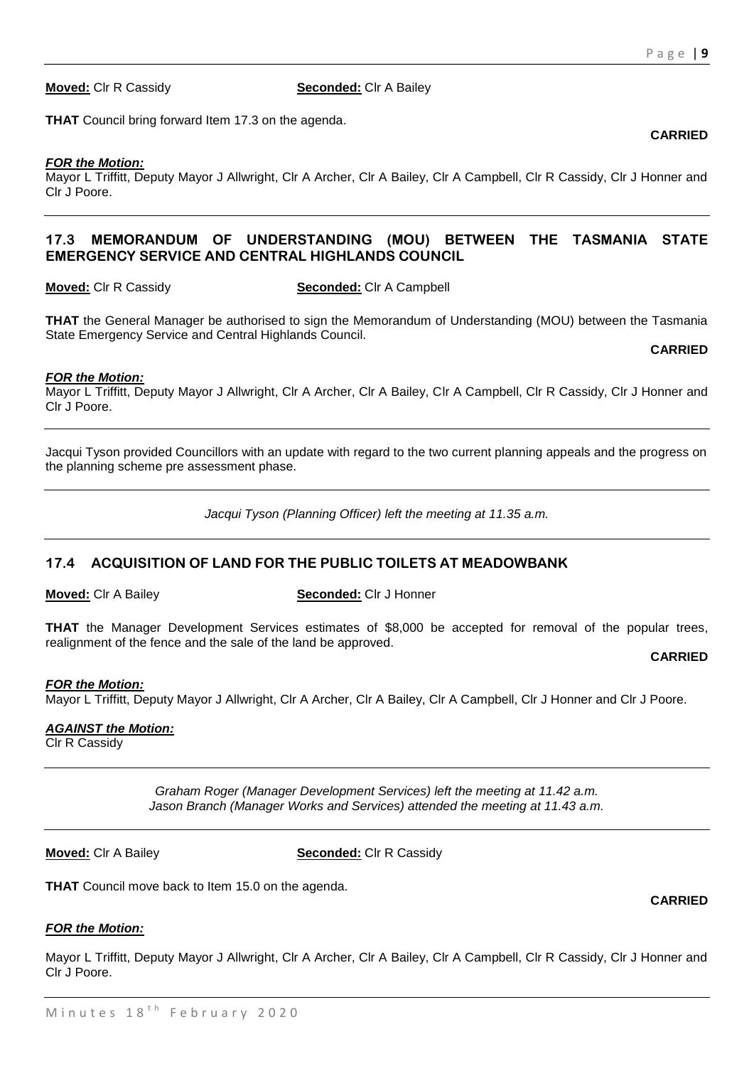**Moved:** Clr R Cassidy **Seconded:** Clr A Bailey

**THAT** Council bring forward Item 17.3 on the agenda.

**CARRIED**

***FOR the Motion:***
Mayor L Triffitt, Deputy Mayor J Allwright, Clr A Archer, Clr A Bailey, Clr A Campbell, Clr R Cassidy, Clr J Honner and Clr J Poore.

---

## 17.3 MEMORANDUM OF UNDERSTANDING (MOU) BETWEEN THE TASMANIA STATE EMERGENCY SERVICE AND CENTRAL HIGHLANDS COUNCIL

**Moved:** Clr R Cassidy **Seconded:** Clr A Campbell

**THAT** the General Manager be authorised to sign the Memorandum of Understanding (MOU) between the Tasmania State Emergency Service and Central Highlands Council.

**CARRIED**

***FOR the Motion:***
Mayor L Triffitt, Deputy Mayor J Allwright, Clr A Archer, Clr A Bailey, Clr A Campbell, Clr R Cassidy, Clr J Honner and Clr J Poore.

---

Jacqui Tyson provided Councillors with an update with regard to the two current planning appeals and the progress on the planning scheme pre assessment phase.

---

*Jacqui Tyson (Planning Officer) left the meeting at 11.35 a.m.*

---

## 17.4 ACQUISITION OF LAND FOR THE PUBLIC TOILETS AT MEADOWBANK

**Moved:** Clr A Bailey **Seconded:** Clr J Honner

**THAT** the Manager Development Services estimates of $8,000 be accepted for removal of the popular trees, realignment of the fence and the sale of the land be approved.

**CARRIED**

***FOR the Motion:***
Mayor L Triffitt, Deputy Mayor J Allwright, Clr A Archer, Clr A Bailey, Clr A Campbell, Clr J Honner and Clr J Poore.

***AGAINST the Motion:***
Clr R Cassidy

---

*Graham Roger (Manager Development Services) left the meeting at 11.42 a.m.*
*Jason Branch (Manager Works and Services) attended the meeting at 11.43 a.m.*

---

**Moved:** Clr A Bailey **Seconded:** Clr R Cassidy

**THAT** Council move back to Item 15.0 on the agenda.

**CARRIED**

***FOR the Motion:***

Mayor L Triffitt, Deputy Mayor J Allwright, Clr A Archer, Clr A Bailey, Clr A Campbell, Clr R Cassidy, Clr J Honner and Clr J Poore.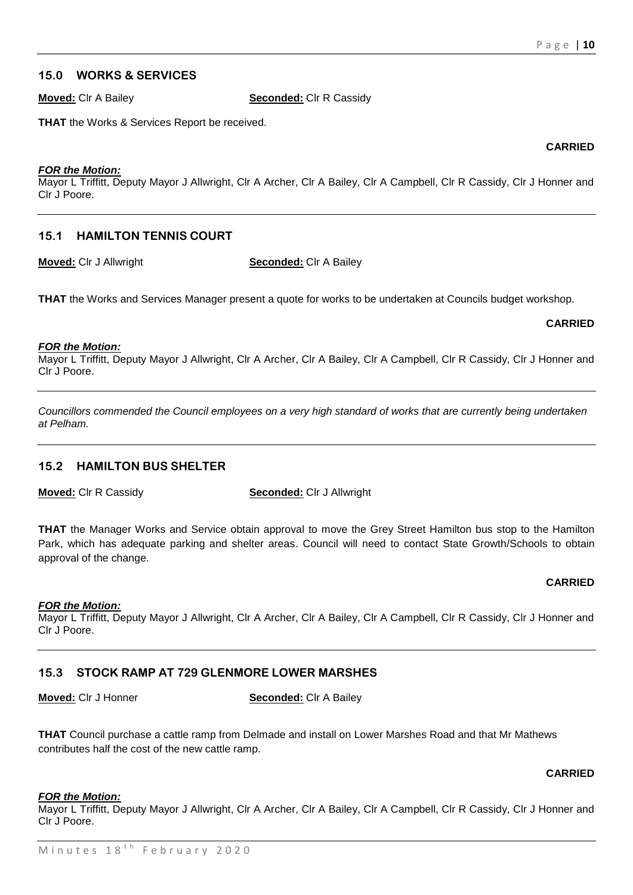## 15.0 WORKS & SERVICES

**Moved:** Clr A Bailey **Seconded:** Clr R Cassidy

**THAT** the Works & Services Report be received.

**CARRIED**

***FOR the Motion:***
Mayor L Triffitt, Deputy Mayor J Allwright, Clr A Archer, Clr A Bailey, Clr A Campbell, Clr R Cassidy, Clr J Honner and Clr J Poore.

---

## 15.1 HAMILTON TENNIS COURT

**Moved:** Clr J Allwright **Seconded:** Clr A Bailey

**THAT** the Works and Services Manager present a quote for works to be undertaken at Councils budget workshop.

**CARRIED**

***FOR the Motion:***
Mayor L Triffitt, Deputy Mayor J Allwright, Clr A Archer, Clr A Bailey, Clr A Campbell, Clr R Cassidy, Clr J Honner and Clr J Poore.

---

*Councillors commended the Council employees on a very high standard of works that are currently being undertaken at Pelham.*

---

## 15.2 HAMILTON BUS SHELTER

**Moved:** Clr R Cassidy **Seconded:** Clr J Allwright

**THAT** the Manager Works and Service obtain approval to move the Grey Street Hamilton bus stop to the Hamilton Park, which has adequate parking and shelter areas. Council will need to contact State Growth/Schools to obtain approval of the change.

**CARRIED**

***FOR the Motion:***
Mayor L Triffitt, Deputy Mayor J Allwright, Clr A Archer, Clr A Bailey, Clr A Campbell, Clr R Cassidy, Clr J Honner and Clr J Poore.

---

## 15.3 STOCK RAMP AT 729 GLENMORE LOWER MARSHES

**Moved:** Clr J Honner **Seconded:** Clr A Bailey

**THAT** Council purchase a cattle ramp from Delmade and install on Lower Marshes Road and that Mr Mathews contributes half the cost of the new cattle ramp.

**CARRIED**

***FOR the Motion:***
Mayor L Triffitt, Deputy Mayor J Allwright, Clr A Archer, Clr A Bailey, Clr A Campbell, Clr R Cassidy, Clr J Honner and Clr J Poore.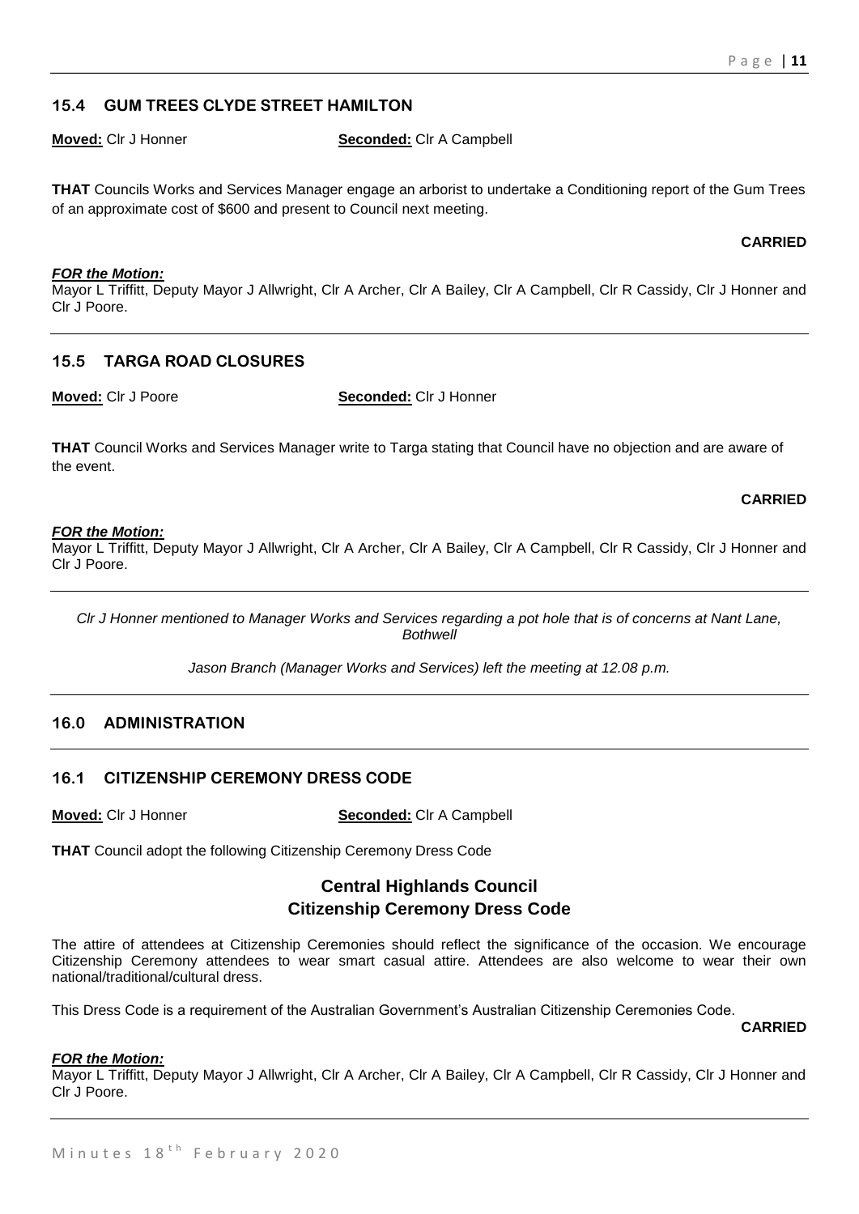## 15.4 GUM TREES CLYDE STREET HAMILTON

**Moved:** Clr J Honner **Seconded:** Clr A Campbell

**THAT** Councils Works and Services Manager engage an arborist to undertake a Conditioning report of the Gum Trees of an approximate cost of $600 and present to Council next meeting.

**CARRIED**

***FOR the Motion:***
Mayor L Triffitt, Deputy Mayor J Allwright, Clr A Archer, Clr A Bailey, Clr A Campbell, Clr R Cassidy, Clr J Honner and Clr J Poore.

## 15.5 TARGA ROAD CLOSURES

**Moved:** Clr J Poore **Seconded:** Clr J Honner

**THAT** Council Works and Services Manager write to Targa stating that Council have no objection and are aware of the event.

**CARRIED**

***FOR the Motion:***
Mayor L Triffitt, Deputy Mayor J Allwright, Clr A Archer, Clr A Bailey, Clr A Campbell, Clr R Cassidy, Clr J Honner and Clr J Poore.

*Clr J Honner mentioned to Manager Works and Services regarding a pot hole that is of concerns at Nant Lane, Bothwell*

*Jason Branch (Manager Works and Services) left the meeting at 12.08 p.m.*

# 16.0 ADMINISTRATION

## 16.1 CITIZENSHIP CEREMONY DRESS CODE

**Moved:** Clr J Honner **Seconded:** Clr A Campbell

**THAT** Council adopt the following Citizenship Ceremony Dress Code

### Central Highlands Council
### Citizenship Ceremony Dress Code

The attire of attendees at Citizenship Ceremonies should reflect the significance of the occasion. We encourage Citizenship Ceremony attendees to wear smart casual attire. Attendees are also welcome to wear their own national/traditional/cultural dress.

This Dress Code is a requirement of the Australian Government's Australian Citizenship Ceremonies Code.

**CARRIED**

***FOR the Motion:***
Mayor L Triffitt, Deputy Mayor J Allwright, Clr A Archer, Clr A Bailey, Clr A Campbell, Clr R Cassidy, Clr J Honner and Clr J Poore.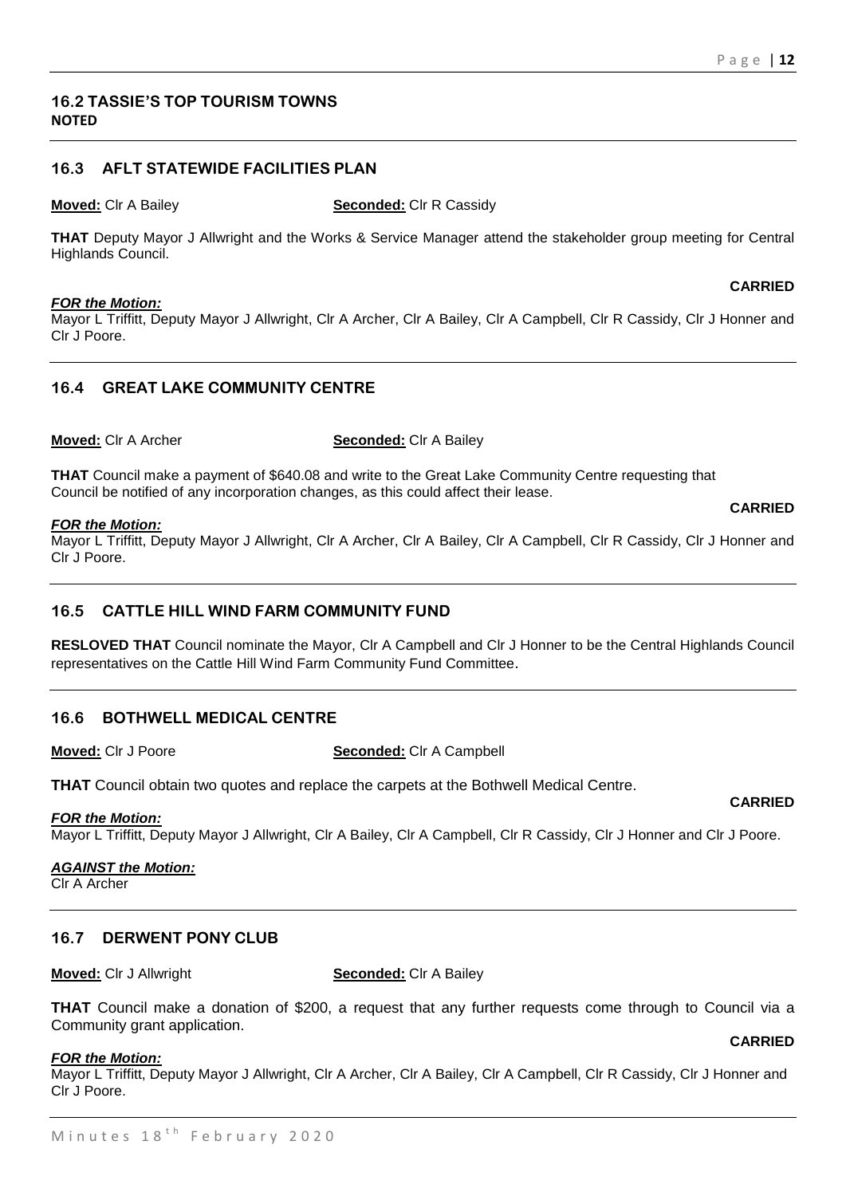## 16.2 TASSIE'S TOP TOURISM TOWNS

**NOTED**

## 16.3 AFLT STATEWIDE FACILITIES PLAN

**Moved:** Clr A Bailey **Seconded:** Clr R Cassidy

**THAT** Deputy Mayor J Allwright and the Works & Service Manager attend the stakeholder group meeting for Central Highlands Council.

**CARRIED**

***FOR the Motion:***

Mayor L Triffitt, Deputy Mayor J Allwright, Clr A Archer, Clr A Bailey, Clr A Campbell, Clr R Cassidy, Clr J Honner and Clr J Poore.

## 16.4 GREAT LAKE COMMUNITY CENTRE

**Moved:** Clr A Archer **Seconded:** Clr A Bailey

**THAT** Council make a payment of $640.08 and write to the Great Lake Community Centre requesting that Council be notified of any incorporation changes, as this could affect their lease.

**CARRIED**

***FOR the Motion:***

Mayor L Triffitt, Deputy Mayor J Allwright, Clr A Archer, Clr A Bailey, Clr A Campbell, Clr R Cassidy, Clr J Honner and Clr J Poore.

## 16.5 CATTLE HILL WIND FARM COMMUNITY FUND

**RESLOVED THAT** Council nominate the Mayor, Clr A Campbell and Clr J Honner to be the Central Highlands Council representatives on the Cattle Hill Wind Farm Community Fund Committee.

## 16.6 BOTHWELL MEDICAL CENTRE

**Moved:** Clr J Poore **Seconded:** Clr A Campbell

**THAT** Council obtain two quotes and replace the carpets at the Bothwell Medical Centre.

**CARRIED**

***FOR the Motion:***

Mayor L Triffitt, Deputy Mayor J Allwright, Clr A Bailey, Clr A Campbell, Clr R Cassidy, Clr J Honner and Clr J Poore.

***AGAINST the Motion:***

Clr A Archer

## 16.7 DERWENT PONY CLUB

**Moved:** Clr J Allwright **Seconded:** Clr A Bailey

**THAT** Council make a donation of $200, a request that any further requests come through to Council via a Community grant application.

**CARRIED**

***FOR the Motion:***

Mayor L Triffitt, Deputy Mayor J Allwright, Clr A Archer, Clr A Bailey, Clr A Campbell, Clr R Cassidy, Clr J Honner and Clr J Poore.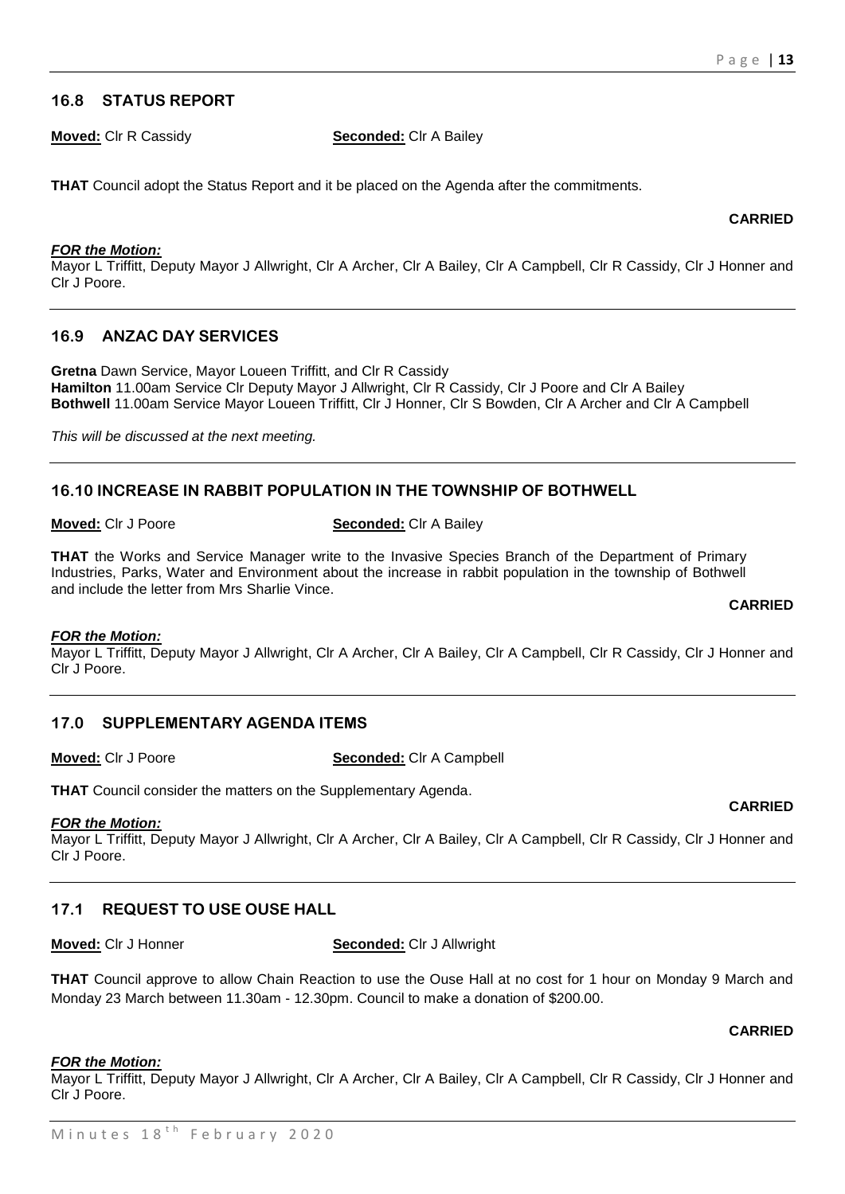## 16.8 STATUS REPORT

**Moved:** Clr R Cassidy **Seconded:** Clr A Bailey

**THAT** Council adopt the Status Report and it be placed on the Agenda after the commitments.

**CARRIED**

***FOR the Motion:***
Mayor L Triffitt, Deputy Mayor J Allwright, Clr A Archer, Clr A Bailey, Clr A Campbell, Clr R Cassidy, Clr J Honner and Clr J Poore.

---

## 16.9 ANZAC DAY SERVICES

**Gretna** Dawn Service, Mayor Loueen Triffitt, and Clr R Cassidy
**Hamilton** 11.00am Service Clr Deputy Mayor J Allwright, Clr R Cassidy, Clr J Poore and Clr A Bailey
**Bothwell** 11.00am Service Mayor Loueen Triffitt, Clr J Honner, Clr S Bowden, Clr A Archer and Clr A Campbell

*This will be discussed at the next meeting.*

---

## 16.10 INCREASE IN RABBIT POPULATION IN THE TOWNSHIP OF BOTHWELL

**Moved:** Clr J Poore **Seconded:** Clr A Bailey

**THAT** the Works and Service Manager write to the Invasive Species Branch of the Department of Primary Industries, Parks, Water and Environment about the increase in rabbit population in the township of Bothwell and include the letter from Mrs Sharlie Vince.

**CARRIED**

***FOR the Motion:***
Mayor L Triffitt, Deputy Mayor J Allwright, Clr A Archer, Clr A Bailey, Clr A Campbell, Clr R Cassidy, Clr J Honner and Clr J Poore.

---

## 17.0 SUPPLEMENTARY AGENDA ITEMS

**Moved:** Clr J Poore **Seconded:** Clr A Campbell

**THAT** Council consider the matters on the Supplementary Agenda.

**CARRIED**

***FOR the Motion:***
Mayor L Triffitt, Deputy Mayor J Allwright, Clr A Archer, Clr A Bailey, Clr A Campbell, Clr R Cassidy, Clr J Honner and Clr J Poore.

---

## 17.1 REQUEST TO USE OUSE HALL

**Moved:** Clr J Honner **Seconded:** Clr J Allwright

**THAT** Council approve to allow Chain Reaction to use the Ouse Hall at no cost for 1 hour on Monday 9 March and Monday 23 March between 11.30am - 12.30pm. Council to make a donation of $200.00.

**CARRIED**

***FOR the Motion:***
Mayor L Triffitt, Deputy Mayor J Allwright, Clr A Archer, Clr A Bailey, Clr A Campbell, Clr R Cassidy, Clr J Honner and Clr J Poore.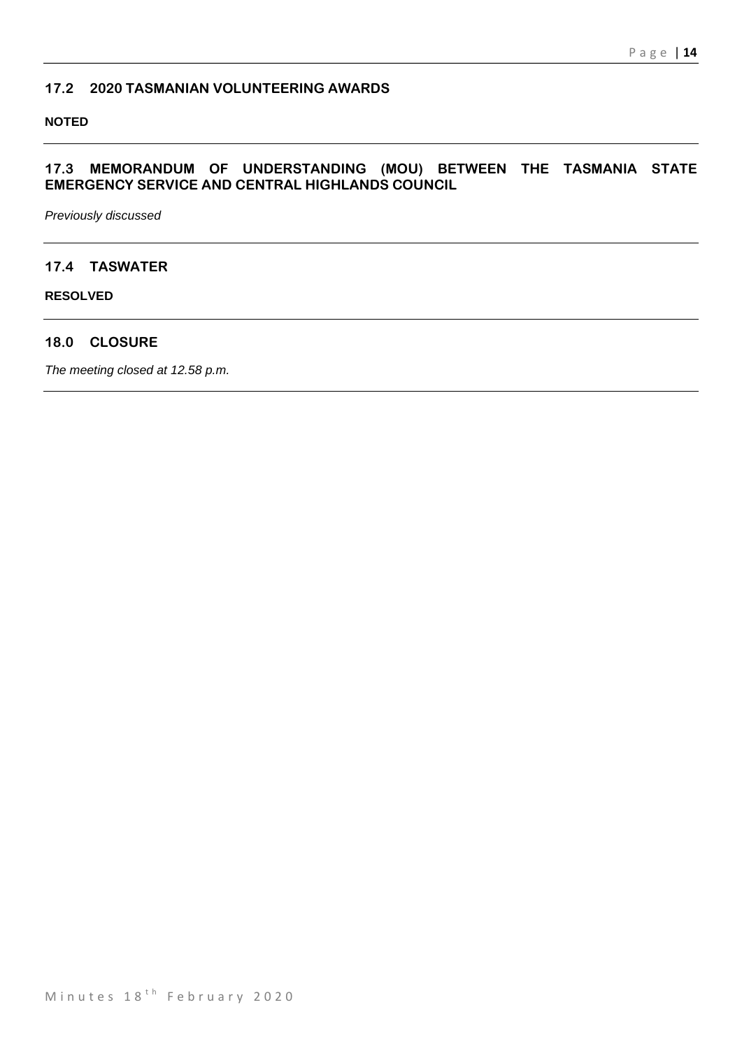## 17.2 2020 TASMANIAN VOLUNTEERING AWARDS

**NOTED**

## 17.3 MEMORANDUM OF UNDERSTANDING (MOU) BETWEEN THE TASMANIA STATE EMERGENCY SERVICE AND CENTRAL HIGHLANDS COUNCIL

*Previously discussed*

## 17.4 TASWATER

**RESOLVED**

## 18.0 CLOSURE

*The meeting closed at 12.58 p.m.*